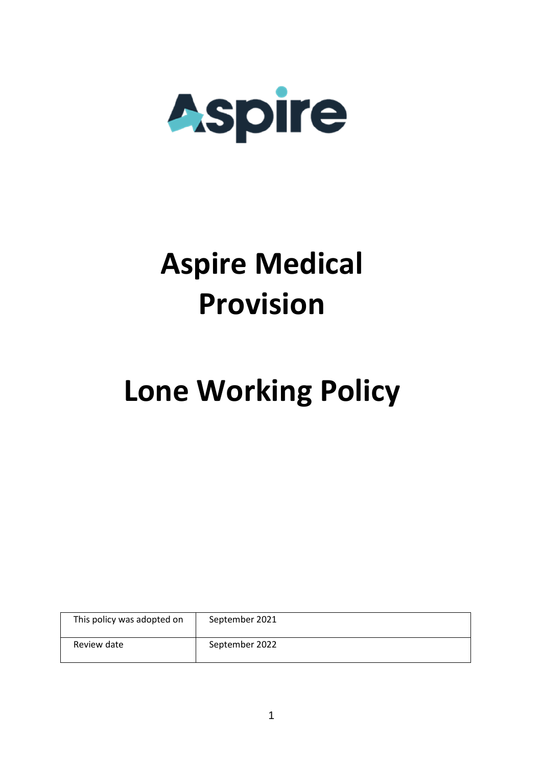Aspire

# Aspire Medical Provision

# Lone Working Policy

| This policy was adopted on | September 2021 |
| --- | --- |
| Review date | September 2022 |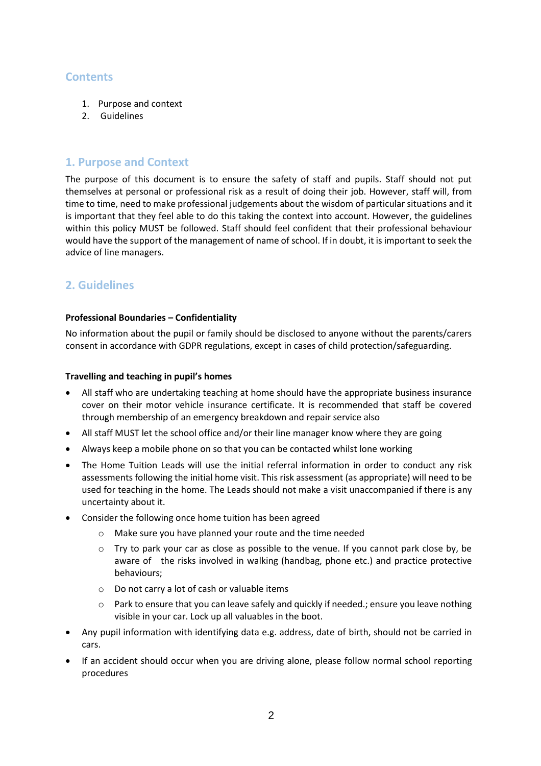## Contents

1. Purpose and context
2. Guidelines

## 1. Purpose and Context

The purpose of this document is to ensure the safety of staff and pupils. Staff should not put themselves at personal or professional risk as a result of doing their job. However, staff will, from time to time, need to make professional judgements about the wisdom of particular situations and it is important that they feel able to do this taking the context into account. However, the guidelines within this policy MUST be followed. Staff should feel confident that their professional behaviour would have the support of the management of name of school. If in doubt, it is important to seek the advice of line managers.

## 2. Guidelines

**Professional Boundaries – Confidentiality**

No information about the pupil or family should be disclosed to anyone without the parents/carers consent in accordance with GDPR regulations, except in cases of child protection/safeguarding.

**Travelling and teaching in pupil's homes**

- All staff who are undertaking teaching at home should have the appropriate business insurance cover on their motor vehicle insurance certificate. It is recommended that staff be covered through membership of an emergency breakdown and repair service also
- All staff MUST let the school office and/or their line manager know where they are going
- Always keep a mobile phone on so that you can be contacted whilst lone working
- The Home Tuition Leads will use the initial referral information in order to conduct any risk assessments following the initial home visit. This risk assessment (as appropriate) will need to be used for teaching in the home. The Leads should not make a visit unaccompanied if there is any uncertainty about it.
- Consider the following once home tuition has been agreed
    - Make sure you have planned your route and the time needed
    - Try to park your car as close as possible to the venue. If you cannot park close by, be aware of the risks involved in walking (handbag, phone etc.) and practice protective behaviours;
    - Do not carry a lot of cash or valuable items
    - Park to ensure that you can leave safely and quickly if needed.; ensure you leave nothing visible in your car. Lock up all valuables in the boot.
- Any pupil information with identifying data e.g. address, date of birth, should not be carried in cars.
- If an accident should occur when you are driving alone, please follow normal school reporting procedures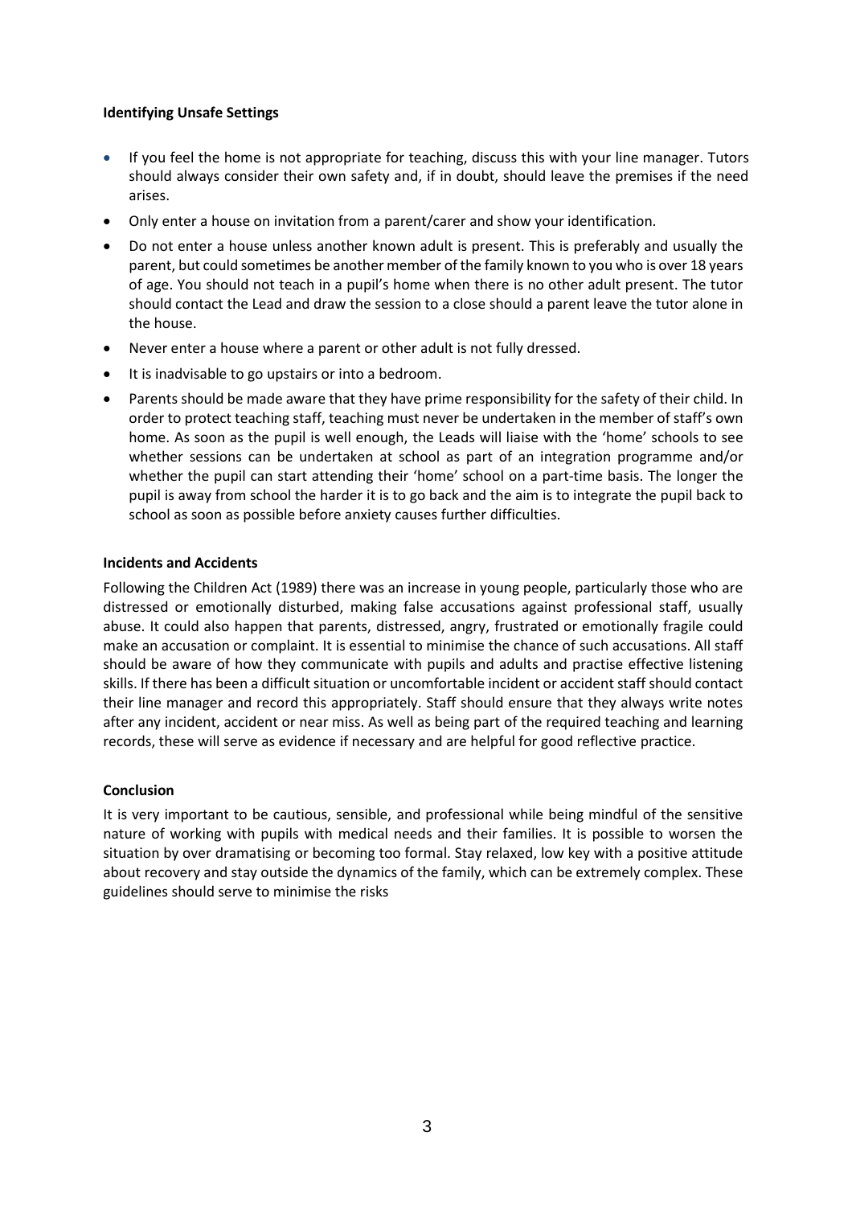**Identifying Unsafe Settings**

- If you feel the home is not appropriate for teaching, discuss this with your line manager. Tutors should always consider their own safety and, if in doubt, should leave the premises if the need arises.
- Only enter a house on invitation from a parent/carer and show your identification.
- Do not enter a house unless another known adult is present. This is preferably and usually the parent, but could sometimes be another member of the family known to you who is over 18 years of age. You should not teach in a pupil's home when there is no other adult present. The tutor should contact the Lead and draw the session to a close should a parent leave the tutor alone in the house.
- Never enter a house where a parent or other adult is not fully dressed.
- It is inadvisable to go upstairs or into a bedroom.
- Parents should be made aware that they have prime responsibility for the safety of their child. In order to protect teaching staff, teaching must never be undertaken in the member of staff's own home. As soon as the pupil is well enough, the Leads will liaise with the 'home' schools to see whether sessions can be undertaken at school as part of an integration programme and/or whether the pupil can start attending their 'home' school on a part-time basis. The longer the pupil is away from school the harder it is to go back and the aim is to integrate the pupil back to school as soon as possible before anxiety causes further difficulties.

**Incidents and Accidents**

Following the Children Act (1989) there was an increase in young people, particularly those who are distressed or emotionally disturbed, making false accusations against professional staff, usually abuse. It could also happen that parents, distressed, angry, frustrated or emotionally fragile could make an accusation or complaint. It is essential to minimise the chance of such accusations. All staff should be aware of how they communicate with pupils and adults and practise effective listening skills. If there has been a difficult situation or uncomfortable incident or accident staff should contact their line manager and record this appropriately. Staff should ensure that they always write notes after any incident, accident or near miss. As well as being part of the required teaching and learning records, these will serve as evidence if necessary and are helpful for good reflective practice.

**Conclusion**

It is very important to be cautious, sensible, and professional while being mindful of the sensitive nature of working with pupils with medical needs and their families. It is possible to worsen the situation by over dramatising or becoming too formal. Stay relaxed, low key with a positive attitude about recovery and stay outside the dynamics of the family, which can be extremely complex. These guidelines should serve to minimise the risks